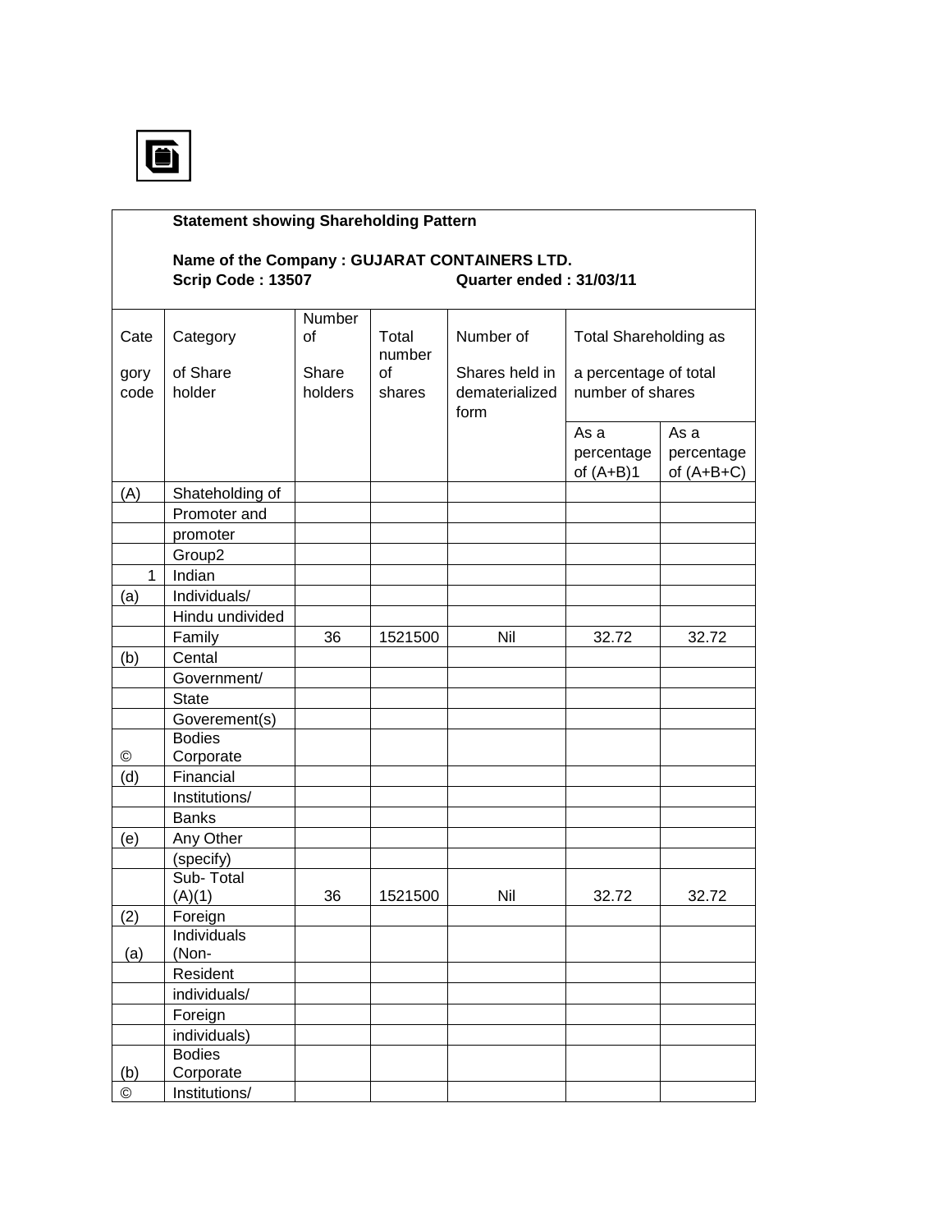**Statement showing Shareholding Pattern**

**Name of the Company : GUJARAT CONTAINERS LTD.**

**Scrip Code : 13507** **Quarter ended : 31/03/11**

| Category code | Category of Share holder | Number of Share holders | Total number of shares | Number of Shares held in dematerialized form | Total Shareholding as a percentage of total number of shares | |
|---|---|---|---|---|---|---|
| | | | | | As a percentage of (A+B)1 | As a percentage of (A+B+C) |
| (A) | Shateholding of Promoter and promoter Group2 | | | | | |
| 1 | Indian | | | | | |
| (a) | Individuals/ Hindu undivided Family | 36 | 1521500 | Nil | 32.72 | 32.72 |
| (b) | Cental Government/ State Goverement(s) | | | | | |
| © | Bodies Corporate | | | | | |
| (d) | Financial Institutions/ Banks | | | | | |
| (e) | Any Other (specify) | | | | | |
| | Sub- Total (A)(1) | 36 | 1521500 | Nil | 32.72 | 32.72 |
| (2) | Foreign | | | | | |
| (a) | Individuals (Non-Resident individuals/ Foreign individuals) | | | | | |
| (b) | Bodies Corporate | | | | | |
| © | Institutions/ | | | | | |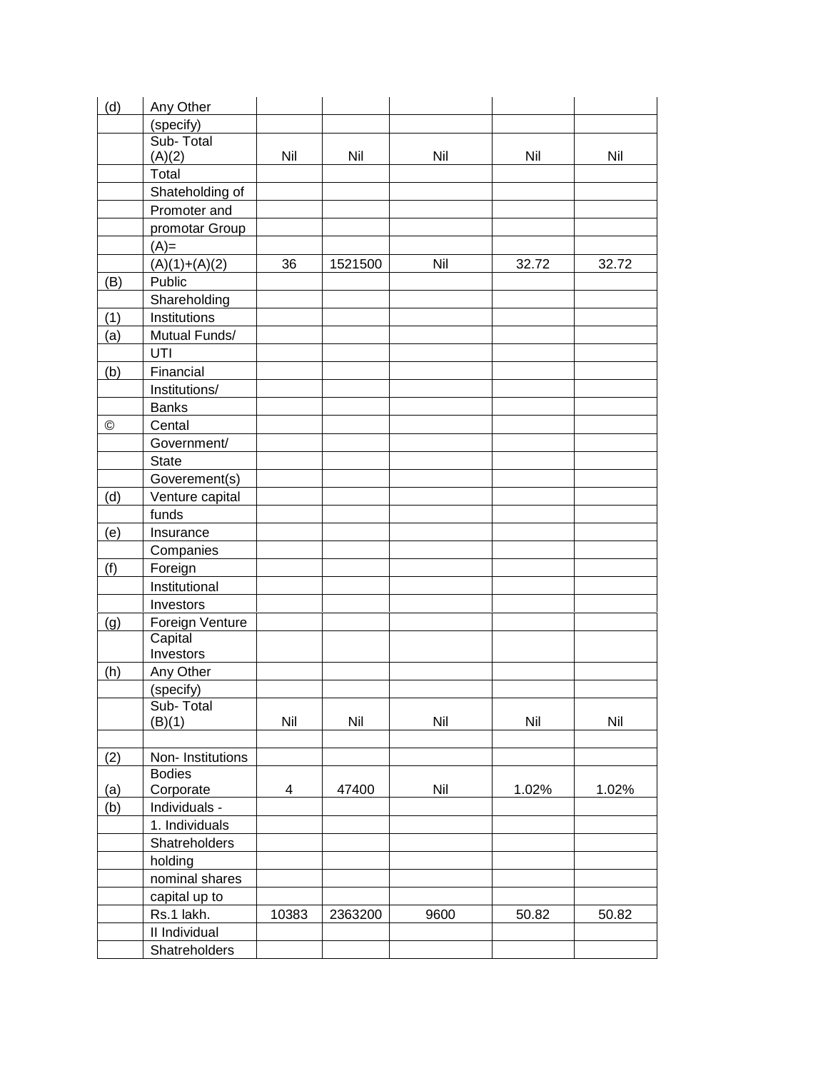| (d) | Any Other | | | | |
|---|---|---|---|---|---|
| | (specify) | | | | |
| | Sub- Total (A)(2) | Nil | Nil | Nil | Nil | Nil |
| | Total | | | | | |
| | Shateholding of | | | | | |
| | Promoter and | | | | | |
| | promotar Group | | | | | |
| | (A)= | | | | | |
| | (A)(1)+(A)(2) | 36 | 1521500 | Nil | 32.72 | 32.72 |
| (B) | Public | | | | | |
| | Shareholding | | | | | |
| (1) | Institutions | | | | | |
| (a) | Mutual Funds/ | | | | | |
| | UTI | | | | | |
| (b) | Financial | | | | | |
| | Institutions/ | | | | | |
| | Banks | | | | | |
| © | Cental | | | | | |
| | Government/ | | | | | |
| | State | | | | | |
| | Goverement(s) | | | | | |
| (d) | Venture capital | | | | | |
| | funds | | | | | |
| (e) | Insurance | | | | | |
| | Companies | | | | | |
| (f) | Foreign | | | | | |
| | Institutional | | | | | |
| | Investors | | | | | |
| (g) | Foreign Venture | | | | | |
| | Capital Investors | | | | | |
| (h) | Any Other | | | | | |
| | (specify) | | | | | |
| | Sub- Total (B)(1) | Nil | Nil | Nil | Nil | Nil |
| | | | | | | |
| (2) | Non- Institutions | | | | | |
| (a) | Bodies Corporate | 4 | 47400 | Nil | 1.02% | 1.02% |
| (b) | Individuals - | | | | | |
| | 1. Individuals | | | | | |
| | Shatreholders | | | | | |
| | holding | | | | | |
| | nominal shares | | | | | |
| | capital up to | | | | | |
| | Rs.1 lakh. | 10383 | 2363200 | 9600 | 50.82 | 50.82 |
| | II Individual | | | | | |
| | Shatreholders | | | | | |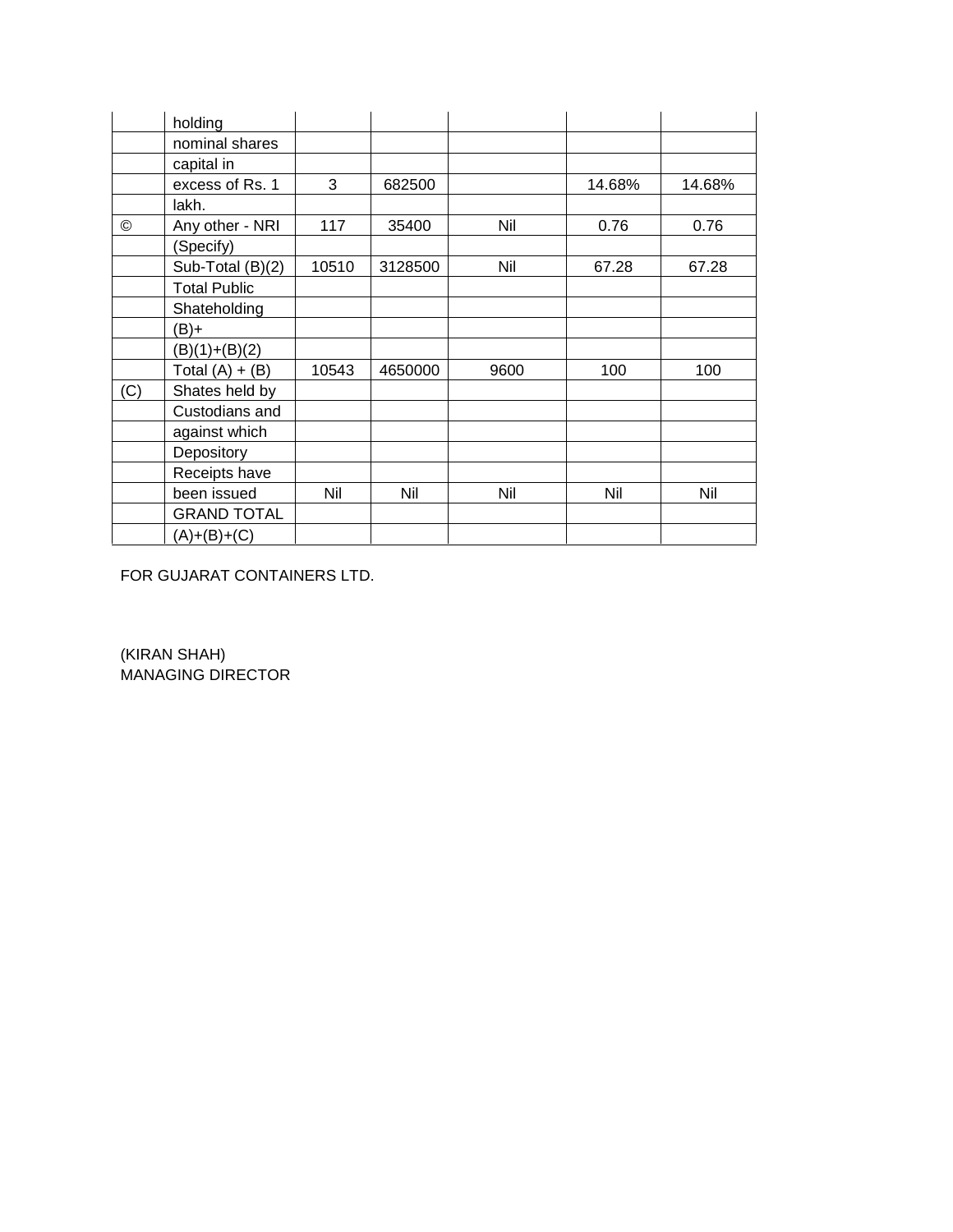| | | | | | | |
|---|---|---|---|---|---|---|
| | holding | | | | | |
| | nominal shares | | | | | |
| | capital in | | | | | |
| | excess of Rs. 1 | 3 | 682500 | | 14.68% | 14.68% |
| | lakh. | | | | | |
| © | Any other - NRI | 117 | 35400 | Nil | 0.76 | 0.76 |
| | (Specify) | | | | | |
| | Sub-Total (B)(2) | 10510 | 3128500 | Nil | 67.28 | 67.28 |
| | Total Public | | | | | |
| | Shateholding | | | | | |
| | (B)+ | | | | | |
| | (B)(1)+(B)(2) | | | | | |
| | Total (A) + (B) | 10543 | 4650000 | 9600 | 100 | 100 |
| (C) | Shates held by | | | | | |
| | Custodians and | | | | | |
| | against which | | | | | |
| | Depository | | | | | |
| | Receipts have | | | | | |
| | been issued | Nil | Nil | Nil | Nil | Nil |
| | GRAND TOTAL | | | | | |
| | (A)+(B)+(C) | | | | | |

FOR GUJARAT CONTAINERS LTD.

(KIRAN SHAH)
MANAGING DIRECTOR